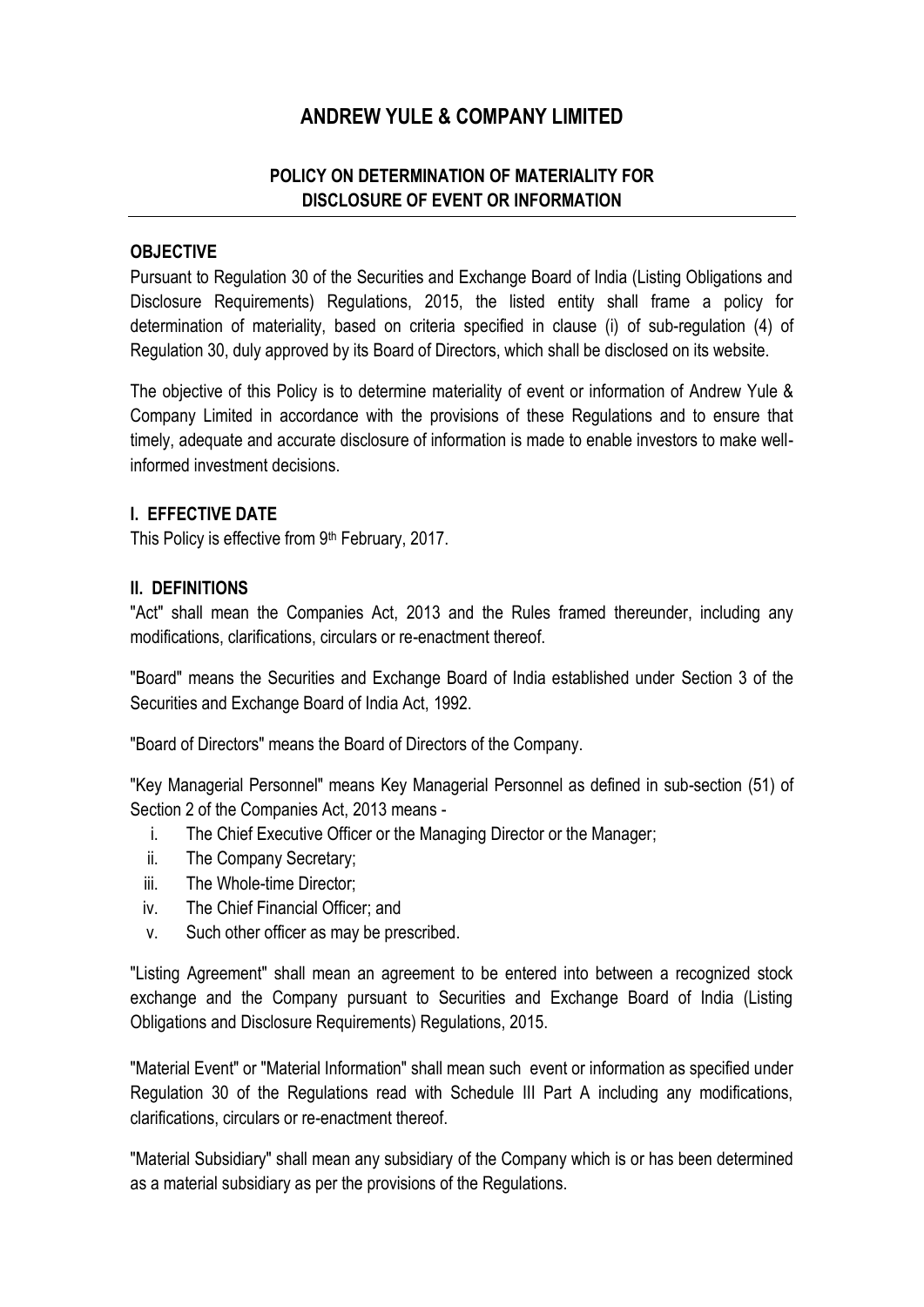# ANDREW YULE & COMPANY LIMITED

## POLICY ON DETERMINATION OF MATERIALITY FOR DISCLOSURE OF EVENT OR INFORMATION

### OBJECTIVE

Pursuant to Regulation 30 of the Securities and Exchange Board of India (Listing Obligations and Disclosure Requirements) Regulations, 2015, the listed entity shall frame a policy for determination of materiality, based on criteria specified in clause (i) of sub-regulation (4) of Regulation 30, duly approved by its Board of Directors, which shall be disclosed on its website.

The objective of this Policy is to determine materiality of event or information of Andrew Yule & Company Limited in accordance with the provisions of these Regulations and to ensure that timely, adequate and accurate disclosure of information is made to enable investors to make well-informed investment decisions.

### I. EFFECTIVE DATE

This Policy is effective from 9th February, 2017.

### II. DEFINITIONS

"Act" shall mean the Companies Act, 2013 and the Rules framed thereunder, including any modifications, clarifications, circulars or re-enactment thereof.

"Board" means the Securities and Exchange Board of India established under Section 3 of the Securities and Exchange Board of India Act, 1992.

"Board of Directors" means the Board of Directors of the Company.

"Key Managerial Personnel" means Key Managerial Personnel as defined in sub-section (51) of Section 2 of the Companies Act, 2013 means -

i. The Chief Executive Officer or the Managing Director or the Manager;
ii. The Company Secretary;
iii. The Whole-time Director;
iv. The Chief Financial Officer; and
v. Such other officer as may be prescribed.

"Listing Agreement" shall mean an agreement to be entered into between a recognized stock exchange and the Company pursuant to Securities and Exchange Board of India (Listing Obligations and Disclosure Requirements) Regulations, 2015.

"Material Event" or "Material Information" shall mean such event or information as specified under Regulation 30 of the Regulations read with Schedule III Part A including any modifications, clarifications, circulars or re-enactment thereof.

"Material Subsidiary" shall mean any subsidiary of the Company which is or has been determined as a material subsidiary as per the provisions of the Regulations.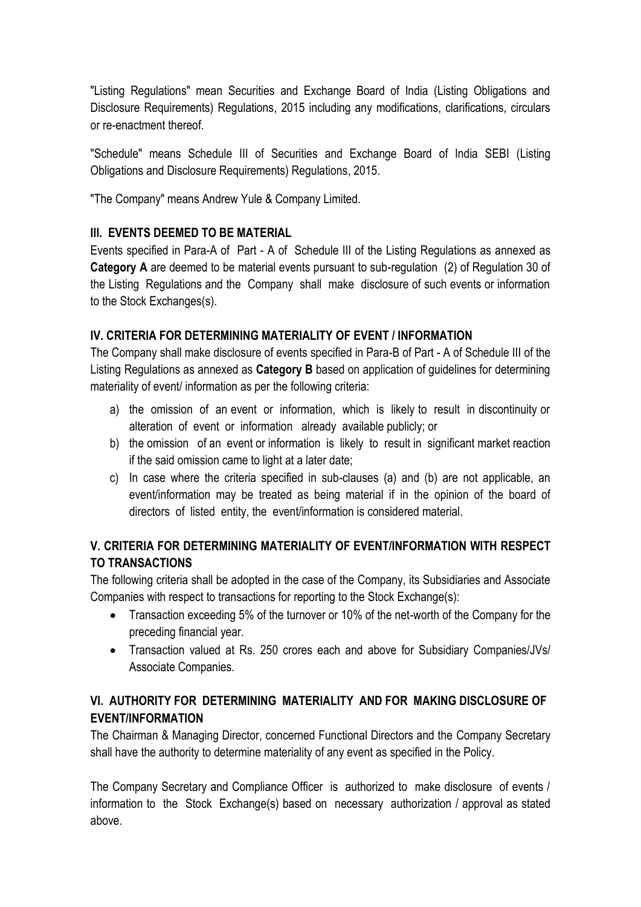"Listing Regulations" mean Securities and Exchange Board of India (Listing Obligations and Disclosure Requirements) Regulations, 2015 including any modifications, clarifications, circulars or re-enactment thereof.

"Schedule" means Schedule III of Securities and Exchange Board of India SEBI (Listing Obligations and Disclosure Requirements) Regulations, 2015.

"The Company" means Andrew Yule & Company Limited.

## III. EVENTS DEEMED TO BE MATERIAL

Events specified in Para-A of Part - A of Schedule III of the Listing Regulations as annexed as **Category A** are deemed to be material events pursuant to sub-regulation (2) of Regulation 30 of the Listing Regulations and the Company shall make disclosure of such events or information to the Stock Exchanges(s).

## IV. CRITERIA FOR DETERMINING MATERIALITY OF EVENT / INFORMATION

The Company shall make disclosure of events specified in Para-B of Part - A of Schedule III of the Listing Regulations as annexed as **Category B** based on application of guidelines for determining materiality of event/ information as per the following criteria:

a) the omission of an event or information, which is likely to result in discontinuity or alteration of event or information already available publicly; or
b) the omission of an event or information is likely to result in significant market reaction if the said omission came to light at a later date;
c) In case where the criteria specified in sub-clauses (a) and (b) are not applicable, an event/information may be treated as being material if in the opinion of the board of directors of listed entity, the event/information is considered material.

## V. CRITERIA FOR DETERMINING MATERIALITY OF EVENT/INFORMATION WITH RESPECT TO TRANSACTIONS

The following criteria shall be adopted in the case of the Company, its Subsidiaries and Associate Companies with respect to transactions for reporting to the Stock Exchange(s):

- Transaction exceeding 5% of the turnover or 10% of the net-worth of the Company for the preceding financial year.
- Transaction valued at Rs. 250 crores each and above for Subsidiary Companies/JVs/ Associate Companies.

## VI. AUTHORITY FOR DETERMINING MATERIALITY AND FOR MAKING DISCLOSURE OF EVENT/INFORMATION

The Chairman & Managing Director, concerned Functional Directors and the Company Secretary shall have the authority to determine materiality of any event as specified in the Policy.

The Company Secretary and Compliance Officer is authorized to make disclosure of events / information to the Stock Exchange(s) based on necessary authorization / approval as stated above.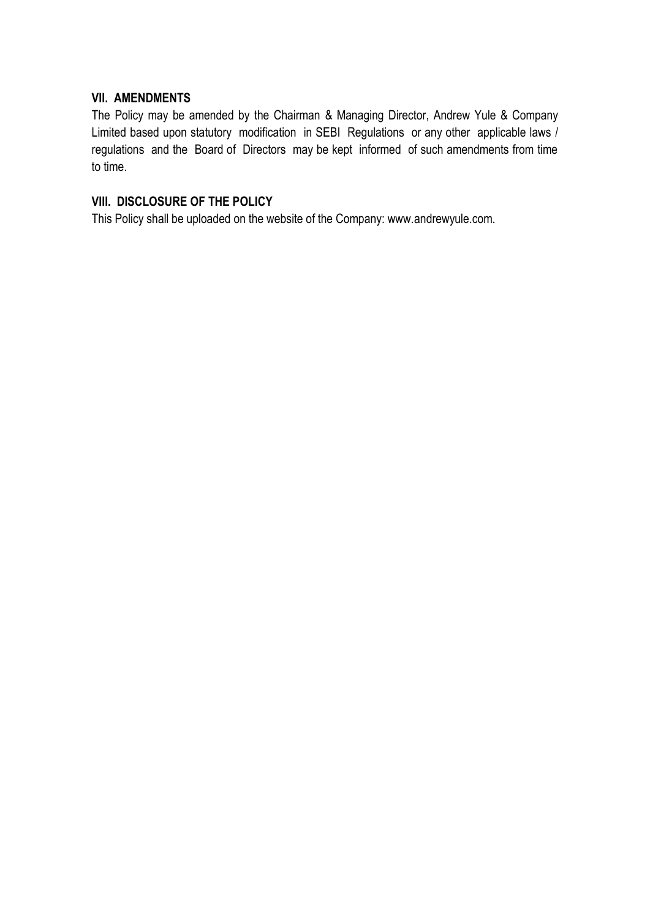## VII. AMENDMENTS

The Policy may be amended by the Chairman & Managing Director, Andrew Yule & Company Limited based upon statutory modification in SEBI Regulations or any other applicable laws / regulations and the Board of Directors may be kept informed of such amendments from time to time.

## VIII. DISCLOSURE OF THE POLICY

This Policy shall be uploaded on the website of the Company: www.andrewyule.com.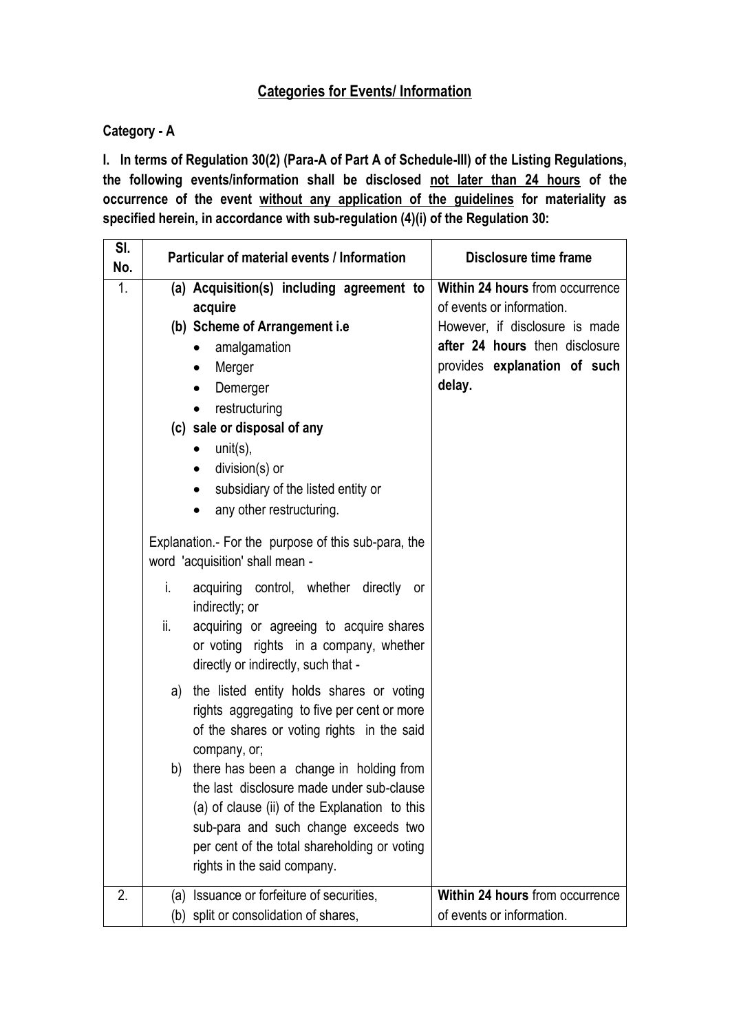## Categories for Events/ Information

**Category - A**

**I. In terms of Regulation 30(2) (Para-A of Part A of Schedule-III) of the Listing Regulations, the following events/information shall be disclosed not later than 24 hours of the occurrence of the event without any application of the guidelines for materiality as specified herein, in accordance with sub-regulation (4)(i) of the Regulation 30:**

| Sl. No. | Particular of material events / Information | Disclosure time frame |
|---|---|---|
| 1. | **(a) Acquisition(s) including agreement to acquire**<br>**(b) Scheme of Arrangement i.e**<br>• amalgamation<br>• Merger<br>• Demerger<br>• restructuring<br>**(c) sale or disposal of any**<br>• unit(s),<br>• division(s) or<br>• subsidiary of the listed entity or<br>• any other restructuring.<br><br>Explanation.- For the purpose of this sub-para, the word 'acquisition' shall mean -<br>i. acquiring control, whether directly or indirectly; or<br>ii. acquiring or agreeing to acquire shares or voting rights in a company, whether directly or indirectly, such that -<br>a) the listed entity holds shares or voting rights aggregating to five per cent or more of the shares or voting rights in the said company, or;<br>b) there has been a change in holding from the last disclosure made under sub-clause (a) of clause (ii) of the Explanation to this sub-para and such change exceeds two per cent of the total shareholding or voting rights in the said company. | **Within 24 hours** from occurrence of events or information.<br>However, if disclosure is made **after 24 hours** then disclosure provides **explanation of such delay.** |
| 2. | (a) Issuance or forfeiture of securities,<br>(b) split or consolidation of shares, | **Within 24 hours** from occurrence of events or information. |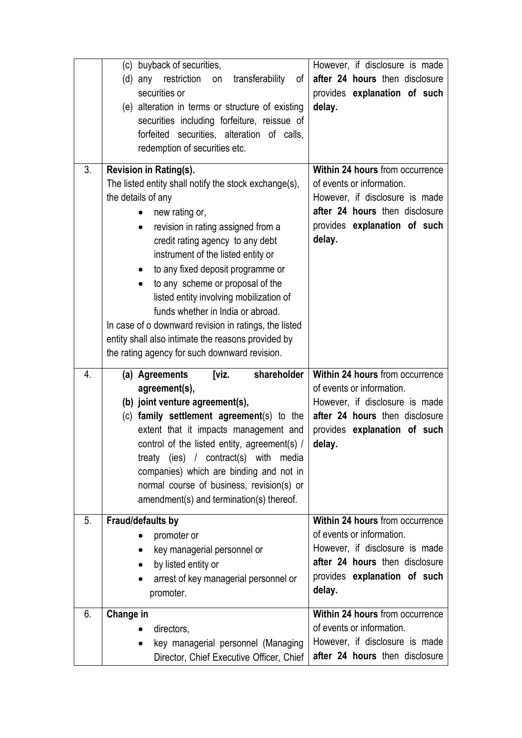| | | |
|---|---|---|
| | (c) buyback of securities,<br>(d) any restriction on transferability of securities or<br>(e) alteration in terms or structure of existing securities including forfeiture, reissue of forfeited securities, alteration of calls, redemption of securities etc. | However, if disclosure is made **after 24 hours** then disclosure provides **explanation of such delay.** |
| 3. | **Revision in Rating(s).**<br>The listed entity shall notify the stock exchange(s), the details of any<br>• new rating or,<br>• revision in rating assigned from a credit rating agency to any debt instrument of the listed entity or<br>• to any fixed deposit programme or<br>• to any scheme or proposal of the listed entity involving mobilization of funds whether in India or abroad.<br>In case of o downward revision in ratings, the listed entity shall also intimate the reasons provided by the rating agency for such downward revision. | **Within 24 hours** from occurrence of events or information.<br>However, if disclosure is made **after 24 hours** then disclosure provides **explanation of such delay.** |
| 4. | **(a) Agreements [viz. shareholder agreement(s),**<br>**(b) joint venture agreement(s),**<br>(c) **family settlement agreement**(s) to the extent that it impacts management and control of the listed entity, agreement(s) / treaty (ies) / contract(s) with media companies) which are binding and not in normal course of business, revision(s) or amendment(s) and termination(s) thereof. | **Within 24 hours** from occurrence of events or information.<br>However, if disclosure is made **after 24 hours** then disclosure provides **explanation of such delay.** |
| 5. | **Fraud/defaults by**<br>• promoter or<br>• key managerial personnel or<br>• by listed entity or<br>• arrest of key managerial personnel or promoter. | **Within 24 hours** from occurrence of events or information.<br>However, if disclosure is made **after 24 hours** then disclosure provides **explanation of such delay.** |
| 6. | **Change in**<br>• directors,<br>• key managerial personnel (Managing Director, Chief Executive Officer, Chief | **Within 24 hours** from occurrence of events or information.<br>However, if disclosure is made **after 24 hours** then disclosure |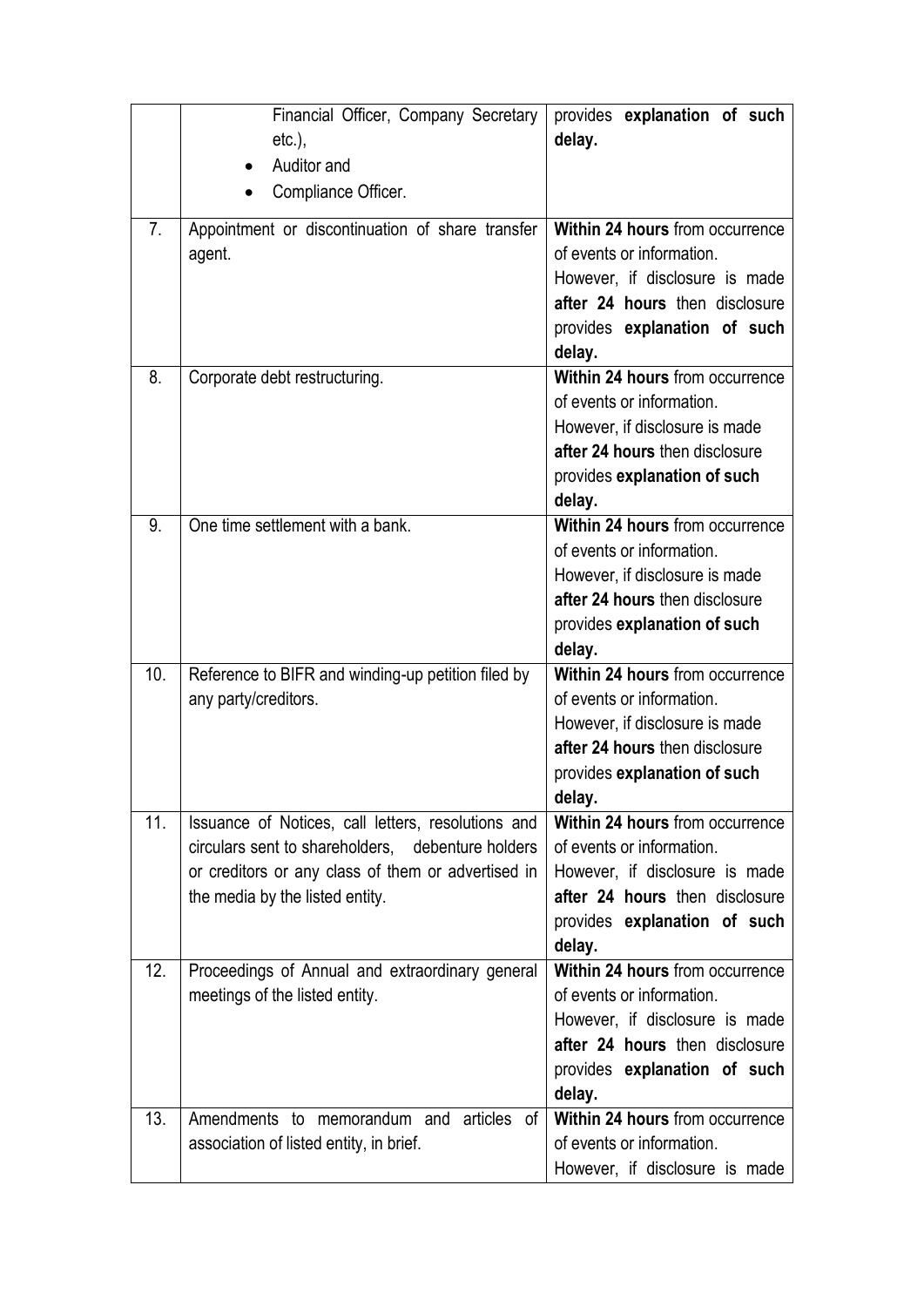| | | |
|---|---|---|
| | Financial Officer, Company Secretary etc.),<br>• Auditor and<br>• Compliance Officer. | provides **explanation of such delay.** |
| 7. | Appointment or discontinuation of share transfer agent. | **Within 24 hours** from occurrence of events or information.<br>However, if disclosure is made **after 24 hours** then disclosure provides **explanation of such delay.** |
| 8. | Corporate debt restructuring. | **Within 24 hours** from occurrence of events or information.<br>However, if disclosure is made **after 24 hours** then disclosure provides **explanation of such delay.** |
| 9. | One time settlement with a bank. | **Within 24 hours** from occurrence of events or information.<br>However, if disclosure is made **after 24 hours** then disclosure provides **explanation of such delay.** |
| 10. | Reference to BIFR and winding-up petition filed by any party/creditors. | **Within 24 hours** from occurrence of events or information.<br>However, if disclosure is made **after 24 hours** then disclosure provides **explanation of such delay.** |
| 11. | Issuance of Notices, call letters, resolutions and circulars sent to shareholders, debenture holders or creditors or any class of them or advertised in the media by the listed entity. | **Within 24 hours** from occurrence of events or information.<br>However, if disclosure is made **after 24 hours** then disclosure provides **explanation of such delay.** |
| 12. | Proceedings of Annual and extraordinary general meetings of the listed entity. | **Within 24 hours** from occurrence of events or information.<br>However, if disclosure is made **after 24 hours** then disclosure provides **explanation of such delay.** |
| 13. | Amendments to memorandum and articles of association of listed entity, in brief. | **Within 24 hours** from occurrence of events or information.<br>However, if disclosure is made |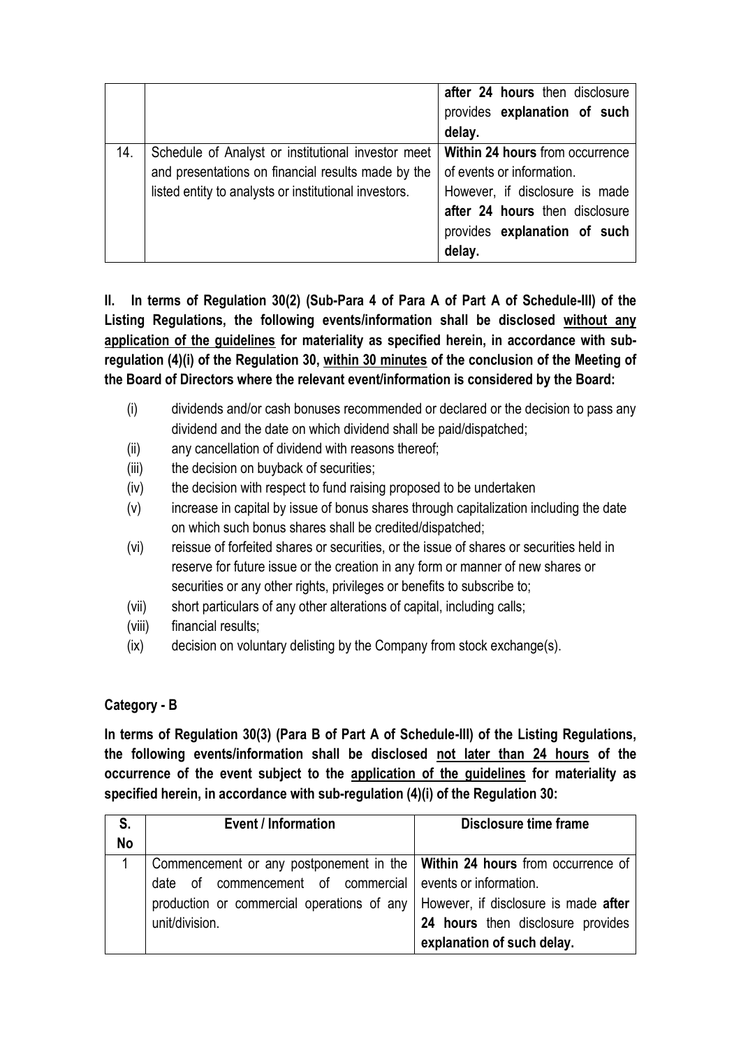| | | |
|---|---|---|
| | | **after 24 hours** then disclosure provides **explanation of such delay.** |
| 14. | Schedule of Analyst or institutional investor meet and presentations on financial results made by the listed entity to analysts or institutional investors. | **Within 24 hours** from occurrence of events or information. However, if disclosure is made **after 24 hours** then disclosure provides **explanation of such delay.** |

**II. In terms of Regulation 30(2) (Sub-Para 4 of Para A of Part A of Schedule-III) of the Listing Regulations, the following events/information shall be disclosed without any application of the guidelines for materiality as specified herein, in accordance with sub-regulation (4)(i) of the Regulation 30, within 30 minutes of the conclusion of the Meeting of the Board of Directors where the relevant event/information is considered by the Board:**

(i) dividends and/or cash bonuses recommended or declared or the decision to pass any dividend and the date on which dividend shall be paid/dispatched;

(ii) any cancellation of dividend with reasons thereof;

(iii) the decision on buyback of securities;

(iv) the decision with respect to fund raising proposed to be undertaken

(v) increase in capital by issue of bonus shares through capitalization including the date on which such bonus shares shall be credited/dispatched;

(vi) reissue of forfeited shares or securities, or the issue of shares or securities held in reserve for future issue or the creation in any form or manner of new shares or securities or any other rights, privileges or benefits to subscribe to;

(vii) short particulars of any other alterations of capital, including calls;

(viii) financial results;

(ix) decision on voluntary delisting by the Company from stock exchange(s).

**Category - B**

**In terms of Regulation 30(3) (Para B of Part A of Schedule-III) of the Listing Regulations, the following events/information shall be disclosed not later than 24 hours of the occurrence of the event subject to the application of the guidelines for materiality as specified herein, in accordance with sub-regulation (4)(i) of the Regulation 30:**

| S. No | Event / Information | Disclosure time frame |
|---|---|---|
| 1 | Commencement or any postponement in the date of commencement of commercial production or commercial operations of any unit/division. | **Within 24 hours** from occurrence of events or information. However, if disclosure is made **after 24 hours** then disclosure provides **explanation of such delay.** |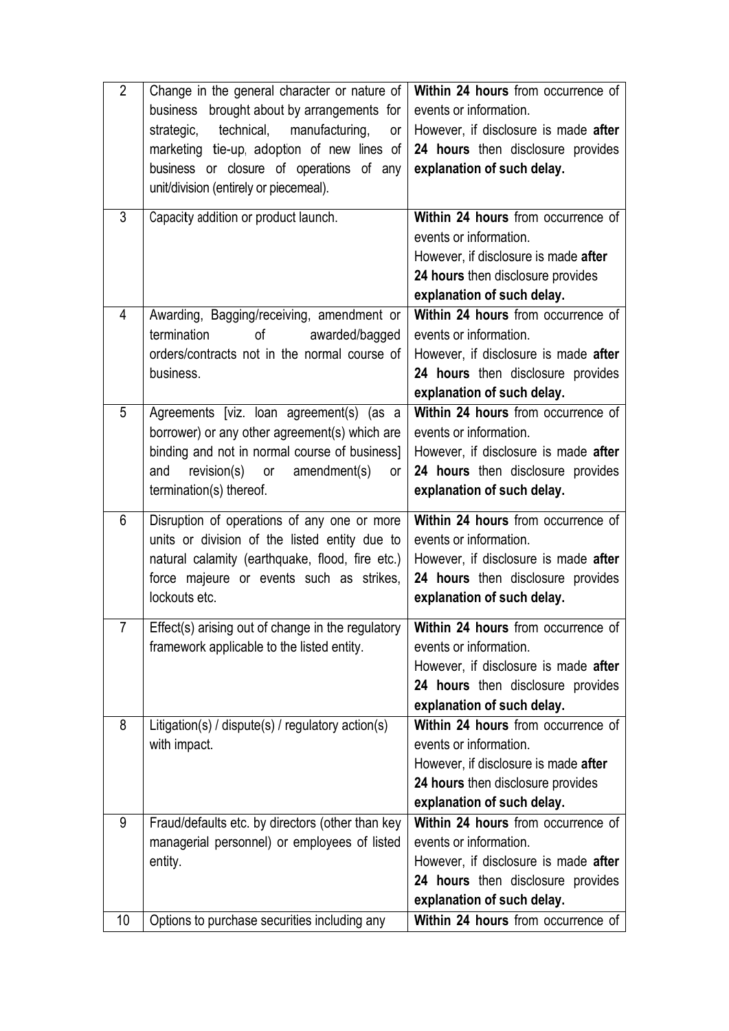| | | |
|---|---|---|
| 2 | Change in the general character or nature of business brought about by arrangements for strategic, technical, manufacturing, or marketing tie-up, adoption of new lines of business or closure of operations of any unit/division (entirely or piecemeal). | **Within 24 hours** from occurrence of events or information. However, if disclosure is made **after 24 hours** then disclosure provides **explanation of such delay.** |
| 3 | Capacity addition or product launch. | **Within 24 hours** from occurrence of events or information. However, if disclosure is made **after 24 hours** then disclosure provides **explanation of such delay.** |
| 4 | Awarding, Bagging/receiving, amendment or termination of awarded/bagged orders/contracts not in the normal course of business. | **Within 24 hours** from occurrence of events or information. However, if disclosure is made **after 24 hours** then disclosure provides **explanation of such delay.** |
| 5 | Agreements [viz. loan agreement(s) (as a borrower) or any other agreement(s) which are binding and not in normal course of business] and revision(s) or amendment(s) or termination(s) thereof. | **Within 24 hours** from occurrence of events or information. However, if disclosure is made **after 24 hours** then disclosure provides **explanation of such delay.** |
| 6 | Disruption of operations of any one or more units or division of the listed entity due to natural calamity (earthquake, flood, fire etc.) force majeure or events such as strikes, lockouts etc. | **Within 24 hours** from occurrence of events or information. However, if disclosure is made **after 24 hours** then disclosure provides **explanation of such delay.** |
| 7 | Effect(s) arising out of change in the regulatory framework applicable to the listed entity. | **Within 24 hours** from occurrence of events or information. However, if disclosure is made **after 24 hours** then disclosure provides **explanation of such delay.** |
| 8 | Litigation(s) / dispute(s) / regulatory action(s) with impact. | **Within 24 hours** from occurrence of events or information. However, if disclosure is made **after 24 hours** then disclosure provides **explanation of such delay.** |
| 9 | Fraud/defaults etc. by directors (other than key managerial personnel) or employees of listed entity. | **Within 24 hours** from occurrence of events or information. However, if disclosure is made **after 24 hours** then disclosure provides **explanation of such delay.** |
| 10 | Options to purchase securities including any | **Within 24 hours** from occurrence of |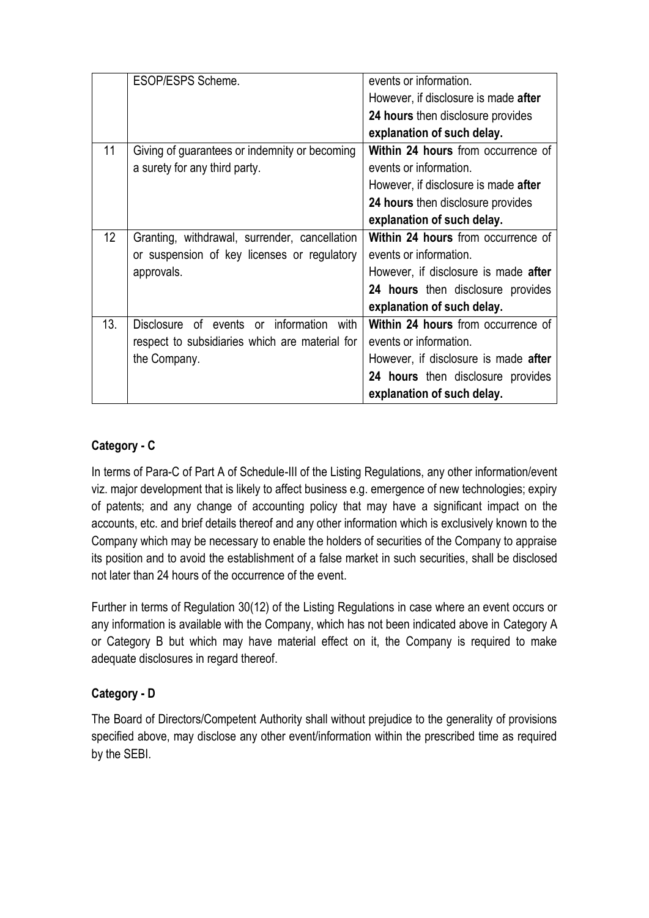| | | |
|---|---|---|
| | ESOP/ESPS Scheme. | events or information.<br>However, if disclosure is made **after 24 hours** then disclosure provides **explanation of such delay.** |
| 11 | Giving of guarantees or indemnity or becoming a surety for any third party. | **Within 24 hours** from occurrence of events or information.<br>However, if disclosure is made **after 24 hours** then disclosure provides **explanation of such delay.** |
| 12 | Granting, withdrawal, surrender, cancellation or suspension of key licenses or regulatory approvals. | **Within 24 hours** from occurrence of events or information.<br>However, if disclosure is made **after 24 hours** then disclosure provides **explanation of such delay.** |
| 13. | Disclosure of events or information with respect to subsidiaries which are material for the Company. | **Within 24 hours** from occurrence of events or information.<br>However, if disclosure is made **after 24 hours** then disclosure provides **explanation of such delay.** |

**Category - C**

In terms of Para-C of Part A of Schedule-III of the Listing Regulations, any other information/event viz. major development that is likely to affect business e.g. emergence of new technologies; expiry of patents; and any change of accounting policy that may have a significant impact on the accounts, etc. and brief details thereof and any other information which is exclusively known to the Company which may be necessary to enable the holders of securities of the Company to appraise its position and to avoid the establishment of a false market in such securities, shall be disclosed not later than 24 hours of the occurrence of the event.

Further in terms of Regulation 30(12) of the Listing Regulations in case where an event occurs or any information is available with the Company, which has not been indicated above in Category A or Category B but which may have material effect on it, the Company is required to make adequate disclosures in regard thereof.

**Category - D**

The Board of Directors/Competent Authority shall without prejudice to the generality of provisions specified above, may disclose any other event/information within the prescribed time as required by the SEBI.